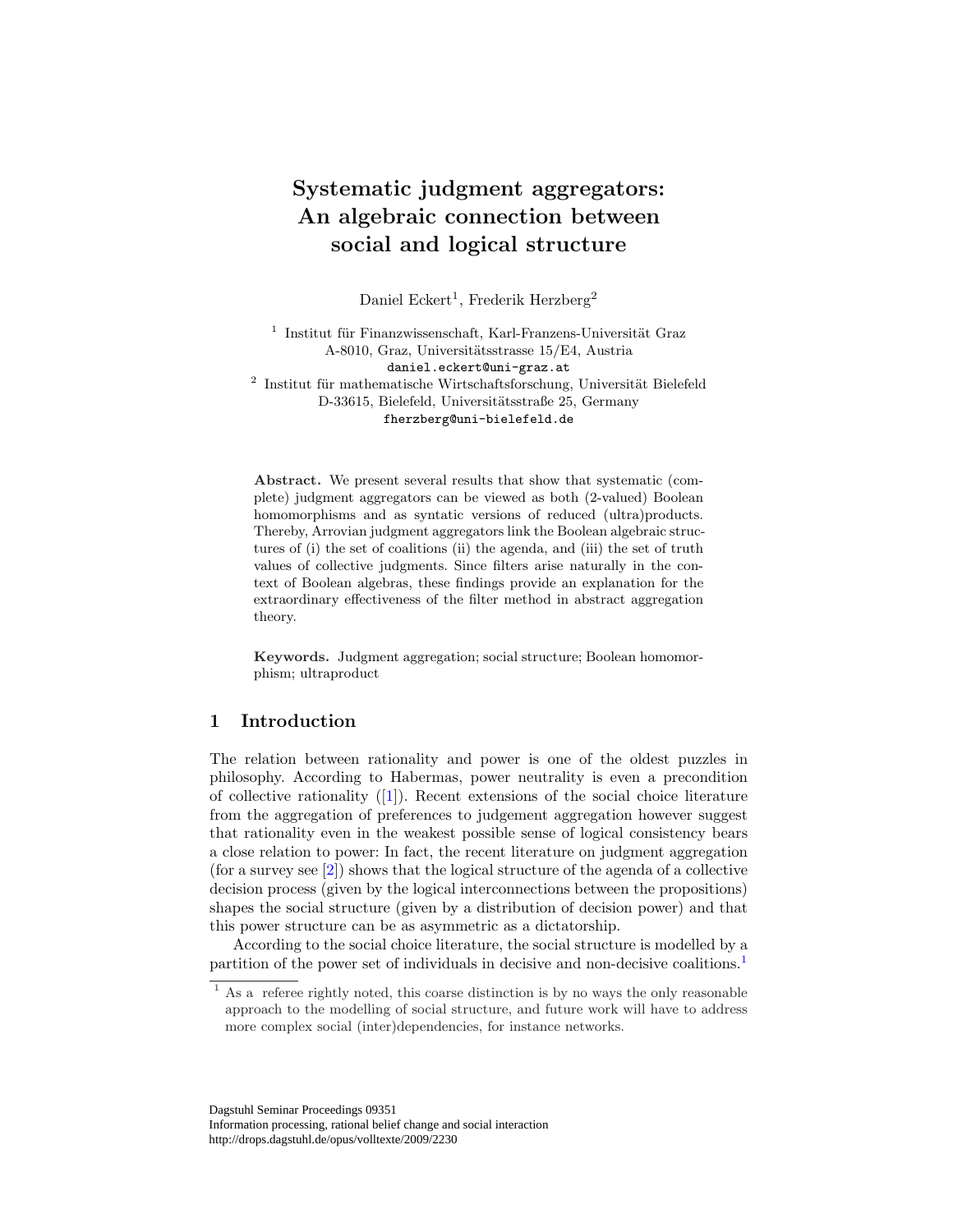# Systematic judgment aggregators: An algebraic connection between social and logical structure

Daniel Eckert[1], Frederik Herzberg[2]

[1] Institut für Finanzwissenschaft, Karl-Franzens-Universität Graz
A-8010, Graz, Universitätsstrasse 15/E4, Austria
daniel.eckert@uni-graz.at

[2] Institut für mathematische Wirtschaftsforschung, Universität Bielefeld
D-33615, Bielefeld, Universitätsstraße 25, Germany
fherzberg@uni-bielefeld.de

**Abstract.** We present several results that show that systematic (complete) judgment aggregators can be viewed as both (2-valued) Boolean homomorphisms and as syntatic versions of reduced (ultra)products. Thereby, Arrovian judgment aggregators link the Boolean algebraic structures of (i) the set of coalitions (ii) the agenda, and (iii) the set of truth values of collective judgments. Since filters arise naturally in the context of Boolean algebras, these findings provide an explanation for the extraordinary effectiveness of the filter method in abstract aggregation theory.

**Keywords.** Judgment aggregation; social structure; Boolean homomorphism; ultraproduct

## 1 Introduction

The relation between rationality and power is one of the oldest puzzles in philosophy. According to Habermas, power neutrality is even a precondition of collective rationality ([1]). Recent extensions of the social choice literature from the aggregation of preferences to judgement aggregation however suggest that rationality even in the weakest possible sense of logical consistency bears a close relation to power: In fact, the recent literature on judgment aggregation (for a survey see [2]) shows that the logical structure of the agenda of a collective decision process (given by the logical interconnections between the propositions) shapes the social structure (given by a distribution of decision power) and that this power structure can be as asymmetric as a dictatorship.

According to the social choice literature, the social structure is modelled by a partition of the power set of individuals in decisive and non-decisive coalitions.[1]

[1] As a referee rightly noted, this coarse distinction is by no ways the only reasonable approach to the modelling of social structure, and future work will have to address more complex social (inter)dependencies, for instance networks.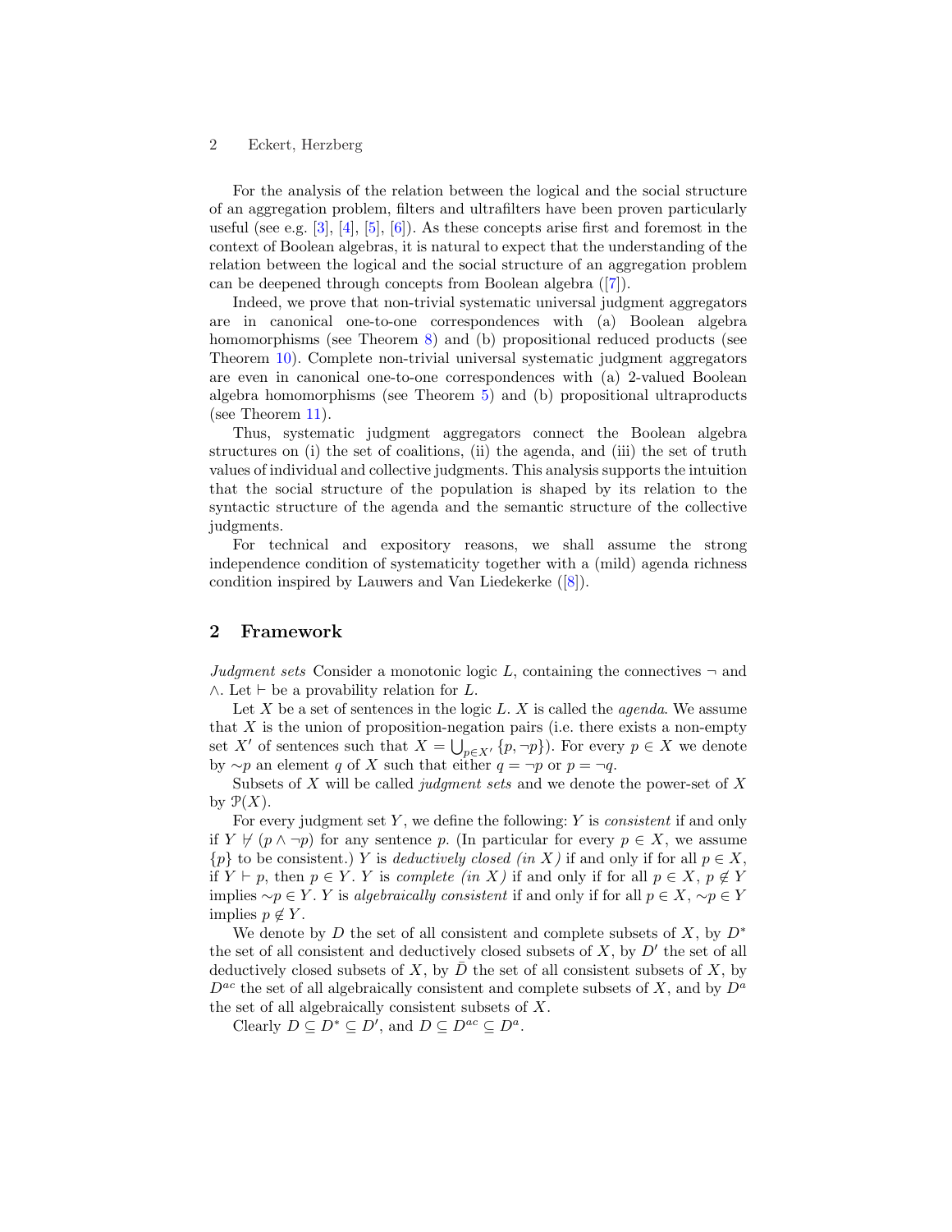For the analysis of the relation between the logical and the social structure of an aggregation problem, filters and ultrafilters have been proven particularly useful (see e.g. [3], [4], [5], [6]). As these concepts arise first and foremost in the context of Boolean algebras, it is natural to expect that the understanding of the relation between the logical and the social structure of an aggregation problem can be deepened through concepts from Boolean algebra ([7]).

Indeed, we prove that non-trivial systematic universal judgment aggregators are in canonical one-to-one correspondences with (a) Boolean algebra homomorphisms (see Theorem 8) and (b) propositional reduced products (see Theorem 10). Complete non-trivial universal systematic judgment aggregators are even in canonical one-to-one correspondences with (a) 2-valued Boolean algebra homomorphisms (see Theorem 5) and (b) propositional ultraproducts (see Theorem 11).

Thus, systematic judgment aggregators connect the Boolean algebra structures on (i) the set of coalitions, (ii) the agenda, and (iii) the set of truth values of individual and collective judgments. This analysis supports the intuition that the social structure of the population is shaped by its relation to the syntactic structure of the agenda and the semantic structure of the collective judgments.

For technical and expository reasons, we shall assume the strong independence condition of systematicity together with a (mild) agenda richness condition inspired by Lauwers and Van Liedekerke ([8]).

## 2 Framework

*Judgment sets* Consider a monotonic logic $L$, containing the connectives $\neg$ and $\wedge$. Let $\vdash$ be a provability relation for $L$.

Let $X$ be a set of sentences in the logic $L$. $X$ is called the *agenda*. We assume that $X$ is the union of proposition-negation pairs (i.e. there exists a non-empty set $X'$ of sentences such that $X = \bigcup_{p \in X'} \{p, \neg p\}$). For every $p \in X$ we denote by $\sim\!p$ an element $q$ of $X$ such that either $q = \neg p$ or $p = \neg q$.

Subsets of $X$ will be called *judgment sets* and we denote the power-set of $X$ by $\mathcal{P}(X)$.

For every judgment set $Y$, we define the following: $Y$ is *consistent* if and only if $Y \nvdash (p \wedge \neg p)$ for any sentence $p$. (In particular for every $p \in X$, we assume $\{p\}$ to be consistent.) $Y$ is *deductively closed (in $X$)* if and only if for all $p \in X$, if $Y \vdash p$, then $p \in Y$. $Y$ is *complete (in $X$)* if and only if for all $p \in X$, $p \notin Y$ implies $\sim\!p \in Y$. $Y$ is *algebraically consistent* if and only if for all $p \in X$, $\sim\!p \in Y$ implies $p \notin Y$.

We denote by $D$ the set of all consistent and complete subsets of $X$, by $D^*$ the set of all consistent and deductively closed subsets of $X$, by $D'$ the set of all deductively closed subsets of $X$, by $\bar{D}$ the set of all consistent subsets of $X$, by $D^{ac}$ the set of all algebraically consistent and complete subsets of $X$, and by $D^a$ the set of all algebraically consistent subsets of $X$.

Clearly $D \subseteq D^* \subseteq D'$, and $D \subseteq D^{ac} \subseteq D^a$.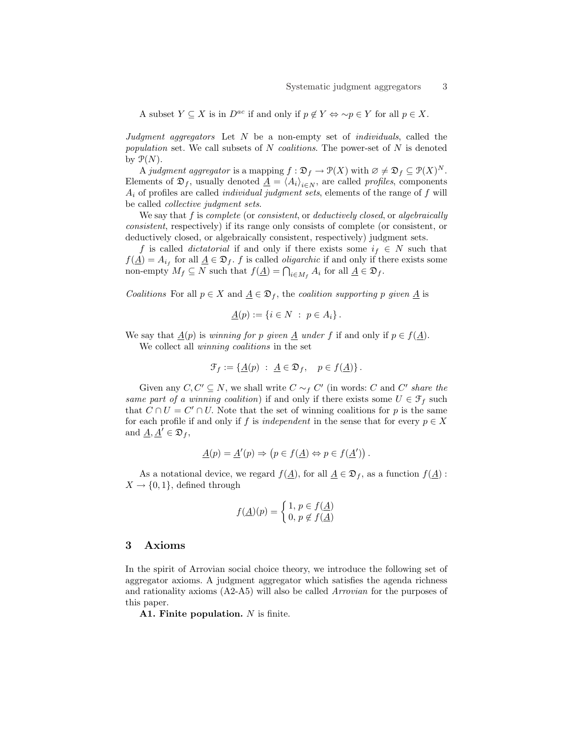A subset $Y \subseteq X$ is in $D^{ac}$ if and only if $p \notin Y \Leftrightarrow {\sim}p \in Y$ for all $p \in X$.

*Judgment aggregators* Let $N$ be a non-empty set of *individuals*, called the *population* set. We call subsets of $N$ *coalitions*. The power-set of $N$ is denoted by $\mathcal{P}(N)$.

A *judgment aggregator* is a mapping $f : \mathfrak{D}_f \to \mathcal{P}(X)$ with $\varnothing \neq \mathfrak{D}_f \subseteq \mathcal{P}(X)^N$. Elements of $\mathfrak{D}_f$, usually denoted $\underline{A} = \langle A_i \rangle_{i \in N}$, are called *profiles*, components $A_i$ of profiles are called *individual judgment sets*, elements of the range of $f$ will be called *collective judgment sets*.

We say that $f$ is *complete* (or *consistent*, or *deductively closed*, or *algebraically consistent*, respectively) if its range only consists of complete (or consistent, or deductively closed, or algebraically consistent, respectively) judgment sets.

$f$ is called *dictatorial* if and only if there exists some $i_f \in N$ such that $f(\underline{A}) = A_{i_f}$ for all $\underline{A} \in \mathfrak{D}_f$. $f$ is called *oligarchic* if and only if there exists some non-empty $M_f \subseteq N$ such that $f(\underline{A}) = \bigcap_{i \in M_f} A_i$ for all $\underline{A} \in \mathfrak{D}_f$.

*Coalitions* For all $p \in X$ and $\underline{A} \in \mathfrak{D}_f$, the *coalition supporting $p$ given $\underline{A}$* is

$$\underline{A}(p) := \{ i \in N \ : \ p \in A_i \} .$$

We say that $\underline{A}(p)$ is *winning for $p$ given $\underline{A}$ under $f$* if and only if $p \in f(\underline{A})$.

We collect all *winning coalitions* in the set

$$\mathcal{F}_f := \{ \underline{A}(p) \ : \ \underline{A} \in \mathfrak{D}_f, \quad p \in f(\underline{A}) \} .$$

Given any $C, C' \subseteq N$, we shall write $C \sim_f C'$ (in words: $C$ and $C'$ *share the same part of a winning coalition*) if and only if there exists some $U \in \mathcal{F}_f$ such that $C \cap U = C' \cap U$. Note that the set of winning coalitions for $p$ is the same for each profile if and only if $f$ is *independent* in the sense that for every $p \in X$ and $\underline{A}, \underline{A}' \in \mathfrak{D}_f$,

$$\underline{A}(p) = \underline{A}'(p) \Rightarrow \left( p \in f(\underline{A}) \Leftrightarrow p \in f(\underline{A}') \right) .$$

As a notational device, we regard $f(\underline{A})$, for all $\underline{A} \in \mathfrak{D}_f$, as a function $f(\underline{A}) : X \to \{0, 1\}$, defined through

$$f(\underline{A})(p) = \begin{cases} 1, & p \in f(\underline{A}) \\ 0, & p \notin f(\underline{A}) \end{cases}$$

## 3 Axioms

In the spirit of Arrovian social choice theory, we introduce the following set of aggregator axioms. A judgment aggregator which satisfies the agenda richness and rationality axioms (A2-A5) will also be called *Arrovian* for the purposes of this paper.

**A1. Finite population.** $N$ is finite.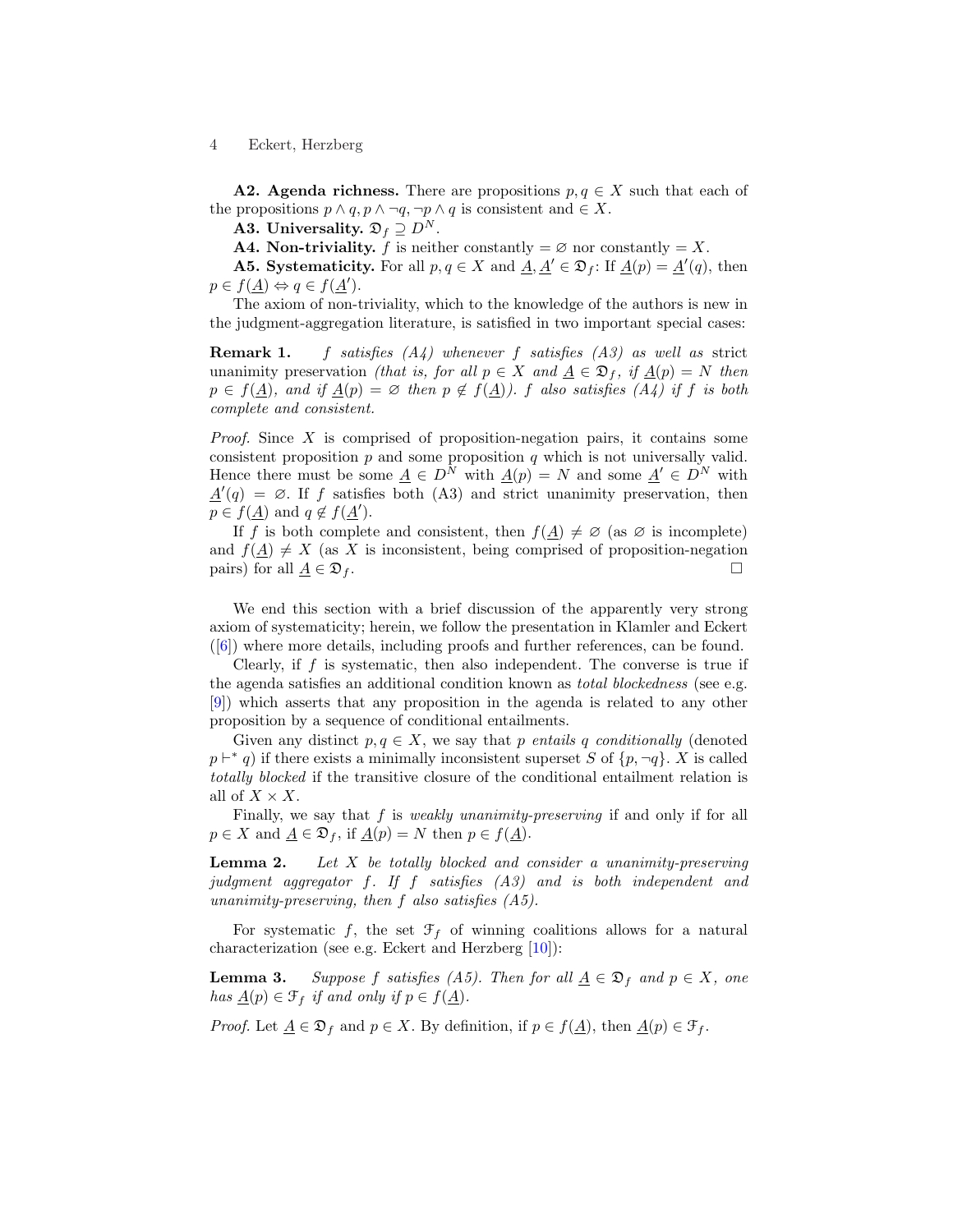**A2. Agenda richness.** There are propositions $p, q \in X$ such that each of the propositions $p \wedge q, p \wedge \neg q, \neg p \wedge q$ is consistent and $\in X$.

**A3. Universality.** $\mathfrak{D}_f \supseteq D^N$.

**A4. Non-triviality.** $f$ is neither constantly $= \varnothing$ nor constantly $= X$.

**A5. Systematicity.** For all $p, q \in X$ and $\underline{A}, \underline{A}' \in \mathfrak{D}_f$: If $\underline{A}(p) = \underline{A}'(q)$, then $p \in f(\underline{A}) \Leftrightarrow q \in f(\underline{A}')$.

The axiom of non-triviality, which to the knowledge of the authors is new in the judgment-aggregation literature, is satisfied in two important special cases:

**Remark 1.** *$f$ satisfies (A4) whenever $f$ satisfies (A3) as well as* strict unanimity preservation *(that is, for all $p \in X$ and $\underline{A} \in \mathfrak{D}_f$, if $\underline{A}(p) = N$ then $p \in f(\underline{A})$, and if $\underline{A}(p) = \varnothing$ then $p \notin f(\underline{A})$). $f$ also satisfies (A4) if $f$ is both complete and consistent.*

*Proof.* Since $X$ is comprised of proposition-negation pairs, it contains some consistent proposition $p$ and some proposition $q$ which is not universally valid. Hence there must be some $\underline{A} \in D^N$ with $\underline{A}(p) = N$ and some $\underline{A}' \in D^N$ with $\underline{A}'(q) = \varnothing$. If $f$ satisfies both (A3) and strict unanimity preservation, then $p \in f(\underline{A})$ and $q \notin f(\underline{A}')$.

If $f$ is both complete and consistent, then $f(\underline{A}) \neq \varnothing$ (as $\varnothing$ is incomplete) and $f(\underline{A}) \neq X$ (as $X$ is inconsistent, being comprised of proposition-negation pairs) for all $\underline{A} \in \mathfrak{D}_f$. □

We end this section with a brief discussion of the apparently very strong axiom of systematicity; herein, we follow the presentation in Klamler and Eckert ([6]) where more details, including proofs and further references, can be found.

Clearly, if $f$ is systematic, then also independent. The converse is true if the agenda satisfies an additional condition known as *total blockedness* (see e.g. [9]) which asserts that any proposition in the agenda is related to any other proposition by a sequence of conditional entailments.

Given any distinct $p, q \in X$, we say that $p$ *entails $q$ conditionally* (denoted $p \vdash^* q$) if there exists a minimally inconsistent superset $S$ of $\{p, \neg q\}$. $X$ is called *totally blocked* if the transitive closure of the conditional entailment relation is all of $X \times X$.

Finally, we say that $f$ is *weakly unanimity-preserving* if and only if for all $p \in X$ and $\underline{A} \in \mathfrak{D}_f$, if $\underline{A}(p) = N$ then $p \in f(\underline{A})$.

**Lemma 2.** *Let $X$ be totally blocked and consider a unanimity-preserving judgment aggregator $f$. If $f$ satisfies (A3) and is both independent and unanimity-preserving, then $f$ also satisfies (A5).*

For systematic $f$, the set $\mathfrak{F}_f$ of winning coalitions allows for a natural characterization (see e.g. Eckert and Herzberg [10]):

**Lemma 3.** *Suppose $f$ satisfies (A5). Then for all $\underline{A} \in \mathfrak{D}_f$ and $p \in X$, one has $\underline{A}(p) \in \mathfrak{F}_f$ if and only if $p \in f(\underline{A})$.*

*Proof.* Let $\underline{A} \in \mathfrak{D}_f$ and $p \in X$. By definition, if $p \in f(\underline{A})$, then $\underline{A}(p) \in \mathfrak{F}_f$.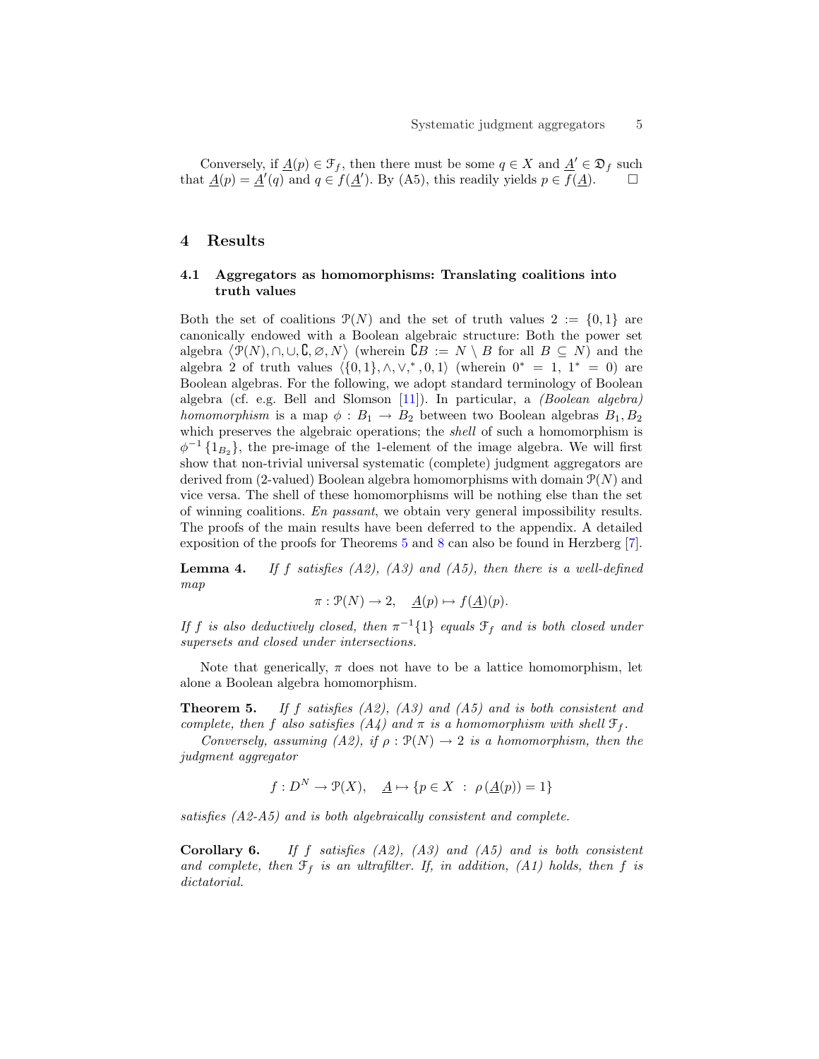Conversely, if $\underline{A}(p) \in \mathcal{F}_f$, then there must be some $q \in X$ and $\underline{A}' \in \mathfrak{D}_f$ such that $\underline{A}(p) = \underline{A}'(q)$ and $q \in f(\underline{A}')$. By (A5), this readily yields $p \in f(\underline{A})$. □

## 4 Results

### 4.1 Aggregators as homomorphisms: Translating coalitions into truth values

Both the set of coalitions $\mathcal{P}(N)$ and the set of truth values $2 := \{0, 1\}$ are canonically endowed with a Boolean algebraic structure: Both the power set algebra $\langle \mathcal{P}(N), \cap, \cup, \complement, \varnothing, N \rangle$ (wherein $\complement B := N \setminus B$ for all $B \subseteq N$) and the algebra 2 of truth values $\langle \{0, 1\}, \wedge, \vee, ^*, 0, 1 \rangle$ (wherein $0^* = 1$, $1^* = 0$) are Boolean algebras. For the following, we adopt standard terminology of Boolean algebra (cf. e.g. Bell and Slomson [11]). In particular, a *(Boolean algebra) homomorphism* is a map $\phi : B_1 \to B_2$ between two Boolean algebras $B_1, B_2$ which preserves the algebraic operations; the *shell* of such a homomorphism is $\phi^{-1}\{1_{B_2}\}$, the pre-image of the 1-element of the image algebra. We will first show that non-trivial universal systematic (complete) judgment aggregators are derived from (2-valued) Boolean algebra homomorphisms with domain $\mathcal{P}(N)$ and vice versa. The shell of these homomorphisms will be nothing else than the set of winning coalitions. *En passant*, we obtain very general impossibility results. The proofs of the main results have been deferred to the appendix. A detailed exposition of the proofs for Theorems 5 and 8 can also be found in Herzberg [7].

**Lemma 4.** *If $f$ satisfies (A2), (A3) and (A5), then there is a well-defined map*

$$\pi : \mathcal{P}(N) \to 2, \quad \underline{A}(p) \mapsto f(\underline{A})(p).$$

*If $f$ is also deductively closed, then $\pi^{-1}\{1\}$ equals $\mathcal{F}_f$ and is both closed under supersets and closed under intersections.*

Note that generically, $\pi$ does not have to be a lattice homomorphism, let alone a Boolean algebra homomorphism.

**Theorem 5.** *If $f$ satisfies (A2), (A3) and (A5) and is both consistent and complete, then $f$ also satisfies (A4) and $\pi$ is a homomorphism with shell $\mathcal{F}_f$.*

*Conversely, assuming (A2), if $\rho : \mathcal{P}(N) \to 2$ is a homomorphism, then the judgment aggregator*

$$f : D^N \to \mathcal{P}(X), \quad \underline{A} \mapsto \{p \in X \ : \ \rho(\underline{A}(p)) = 1\}$$

*satisfies (A2-A5) and is both algebraically consistent and complete.*

**Corollary 6.** *If $f$ satisfies (A2), (A3) and (A5) and is both consistent and complete, then $\mathcal{F}_f$ is an ultrafilter. If, in addition, (A1) holds, then $f$ is dictatorial.*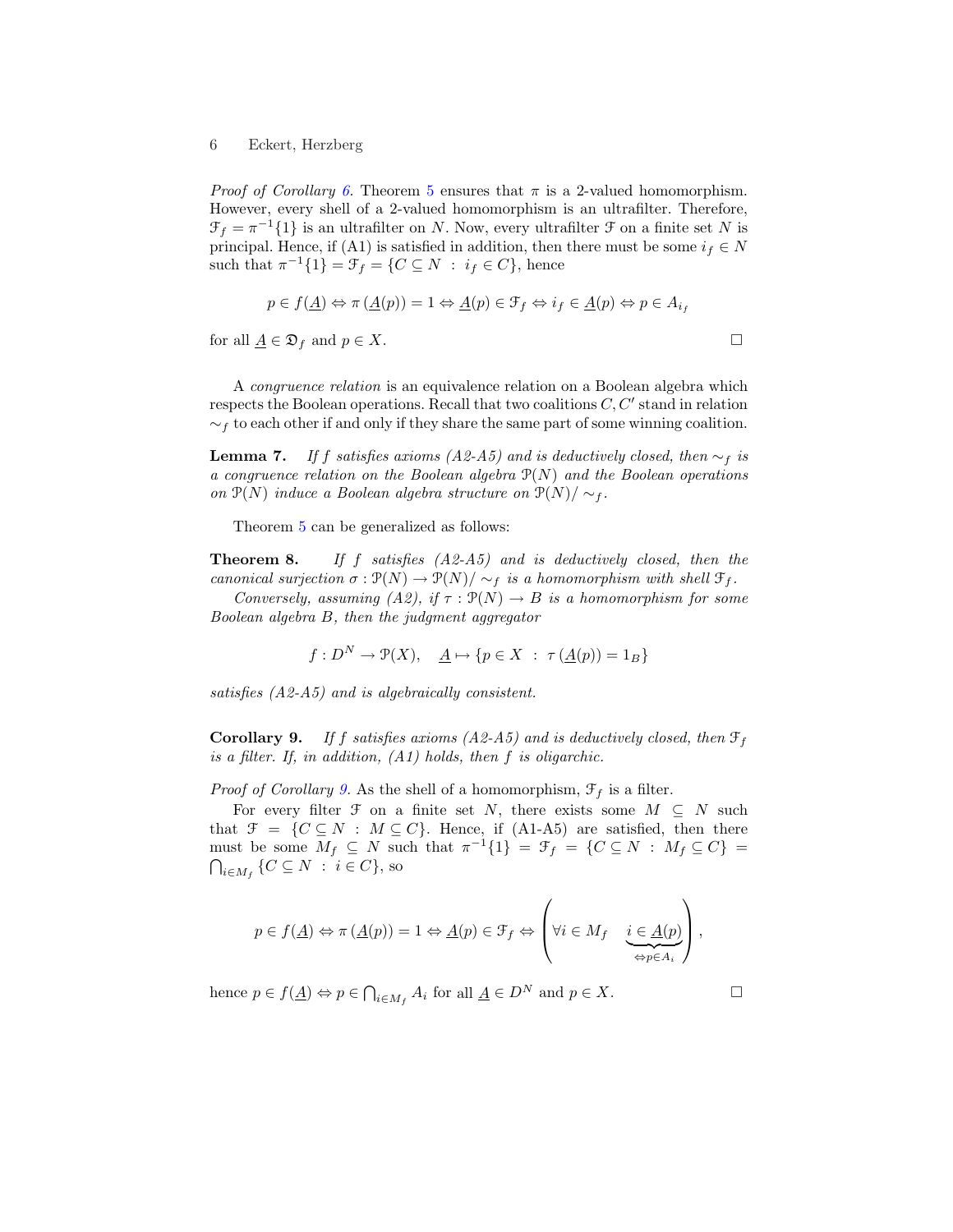*Proof of Corollary 6.* Theorem 5 ensures that $\pi$ is a 2-valued homomorphism. However, every shell of a 2-valued homomorphism is an ultrafilter. Therefore, $\mathcal{F}_f = \pi^{-1}\{1\}$ is an ultrafilter on $N$. Now, every ultrafilter $\mathcal{F}$ on a finite set $N$ is principal. Hence, if (A1) is satisfied in addition, then there must be some $i_f \in N$ such that $\pi^{-1}\{1\} = \mathcal{F}_f = \{C \subseteq N \ : \ i_f \in C\}$, hence

$$p \in f(\underline{A}) \Leftrightarrow \pi\left(\underline{A}(p)\right) = 1 \Leftrightarrow \underline{A}(p) \in \mathcal{F}_f \Leftrightarrow i_f \in \underline{A}(p) \Leftrightarrow p \in A_{i_f}$$

for all $\underline{A} \in \mathfrak{D}_f$ and $p \in X$. $\square$

A *congruence relation* is an equivalence relation on a Boolean algebra which respects the Boolean operations. Recall that two coalitions $C, C'$ stand in relation $\sim_f$ to each other if and only if they share the same part of some winning coalition.

**Lemma 7.** *If $f$ satisfies axioms (A2-A5) and is deductively closed, then $\sim_f$ is a congruence relation on the Boolean algebra $\mathcal{P}(N)$ and the Boolean operations on $\mathcal{P}(N)$ induce a Boolean algebra structure on $\mathcal{P}(N)/\sim_f$.*

Theorem 5 can be generalized as follows:

**Theorem 8.** *If $f$ satisfies (A2-A5) and is deductively closed, then the canonical surjection $\sigma : \mathcal{P}(N) \to \mathcal{P}(N)/\sim_f$ is a homomorphism with shell $\mathcal{F}_f$.*

*Conversely, assuming (A2), if $\tau : \mathcal{P}(N) \to B$ is a homomorphism for some Boolean algebra $B$, then the judgment aggregator*

$$f : D^N \to \mathcal{P}(X), \quad \underline{A} \mapsto \{p \in X \ : \ \tau\left(\underline{A}(p)\right) = 1_B\}$$

*satisfies (A2-A5) and is algebraically consistent.*

**Corollary 9.** *If $f$ satisfies axioms (A2-A5) and is deductively closed, then $\mathcal{F}_f$ is a filter. If, in addition, (A1) holds, then $f$ is oligarchic.*

*Proof of Corollary 9.* As the shell of a homomorphism, $\mathcal{F}_f$ is a filter.

For every filter $\mathcal{F}$ on a finite set $N$, there exists some $M \subseteq N$ such that $\mathcal{F} = \{C \subseteq N \ : \ M \subseteq C\}$. Hence, if (A1-A5) are satisfied, then there must be some $M_f \subseteq N$ such that $\pi^{-1}\{1\} = \mathcal{F}_f = \{C \subseteq N \ : \ M_f \subseteq C\} = \bigcap_{i \in M_f} \{C \subseteq N \ : \ i \in C\}$, so

$$p \in f(\underline{A}) \Leftrightarrow \pi\left(\underline{A}(p)\right) = 1 \Leftrightarrow \underline{A}(p) \in \mathcal{F}_f \Leftrightarrow \left(\forall i \in M_f \quad \underbrace{i \in \underline{A}(p)}_{\Leftrightarrow p \in A_i}\right),$$

hence $p \in f(\underline{A}) \Leftrightarrow p \in \bigcap_{i \in M_f} A_i$ for all $\underline{A} \in D^N$ and $p \in X$. $\square$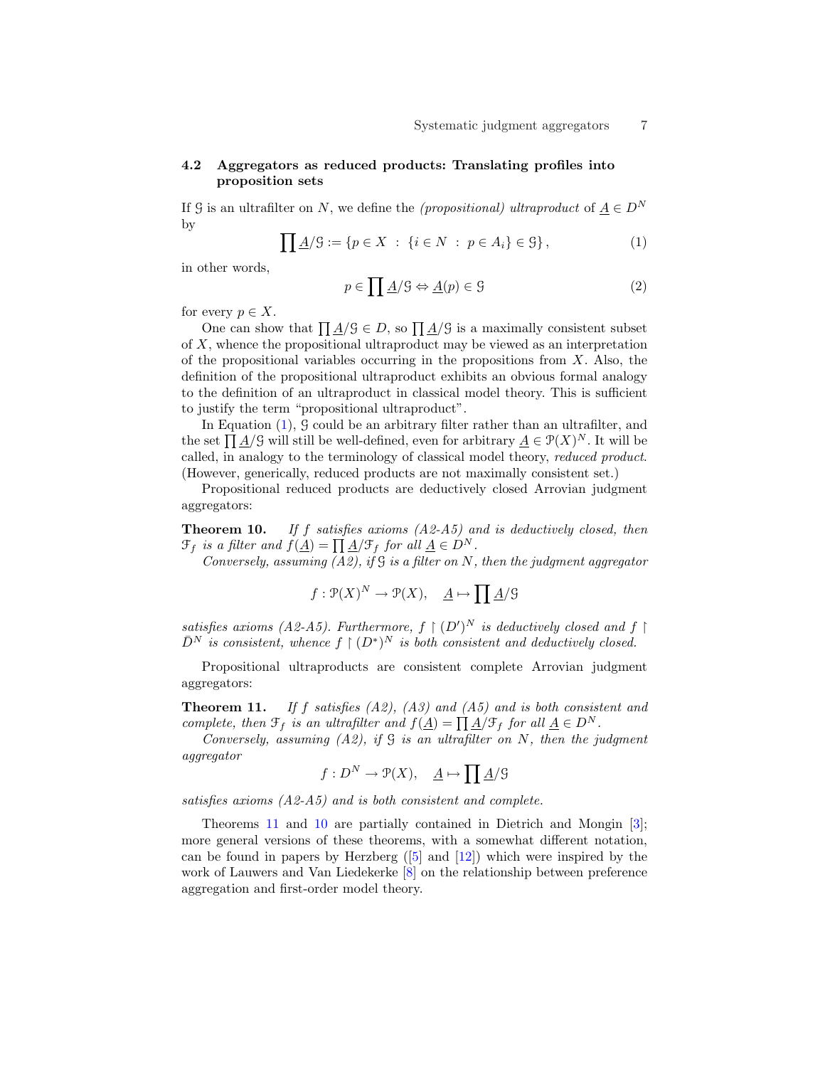### 4.2 Aggregators as reduced products: Translating profiles into proposition sets

If $\mathcal{G}$ is an ultrafilter on $N$, we define the *(propositional) ultraproduct* of $\underline{A} \in D^N$ by

$$\prod \underline{A}/\mathcal{G} := \{p \in X \ : \ \{i \in N \ : \ p \in A_i\} \in \mathcal{G}\}, \tag{1}$$

in other words,

$$p \in \prod \underline{A}/\mathcal{G} \Leftrightarrow \underline{A}(p) \in \mathcal{G} \tag{2}$$

for every $p \in X$.

One can show that $\prod \underline{A}/\mathcal{G} \in D$, so $\prod \underline{A}/\mathcal{G}$ is a maximally consistent subset of $X$, whence the propositional ultraproduct may be viewed as an interpretation of the propositional variables occurring in the propositions from $X$. Also, the definition of the propositional ultraproduct exhibits an obvious formal analogy to the definition of an ultraproduct in classical model theory. This is sufficient to justify the term "propositional ultraproduct".

In Equation (1), $\mathcal{G}$ could be an arbitrary filter rather than an ultrafilter, and the set $\prod \underline{A}/\mathcal{G}$ will still be well-defined, even for arbitrary $\underline{A} \in \mathcal{P}(X)^N$. It will be called, in analogy to the terminology of classical model theory, *reduced product*. (However, generically, reduced products are not maximally consistent set.)

Propositional reduced products are deductively closed Arrovian judgment aggregators:

**Theorem 10.** *If $f$ satisfies axioms (A2-A5) and is deductively closed, then $\mathcal{F}_f$ is a filter and $f(\underline{A}) = \prod \underline{A}/\mathcal{F}_f$ for all $\underline{A} \in D^N$.*

*Conversely, assuming (A2), if $\mathcal{G}$ is a filter on $N$, then the judgment aggregator*

$$f : \mathcal{P}(X)^N \to \mathcal{P}(X), \quad \underline{A} \mapsto \prod \underline{A}/\mathcal{G}$$

*satisfies axioms (A2-A5). Furthermore, $f \restriction (D')^N$ is deductively closed and $f \restriction \bar{D}^N$ is consistent, whence $f \restriction (D^*)^N$ is both consistent and deductively closed.*

Propositional ultraproducts are consistent complete Arrovian judgment aggregators:

**Theorem 11.** *If $f$ satisfies (A2), (A3) and (A5) and is both consistent and complete, then $\mathcal{F}_f$ is an ultrafilter and $f(\underline{A}) = \prod \underline{A}/\mathcal{F}_f$ for all $\underline{A} \in D^N$.*

*Conversely, assuming (A2), if $\mathcal{G}$ is an ultrafilter on $N$, then the judgment aggregator*

$$f : D^N \to \mathcal{P}(X), \quad \underline{A} \mapsto \prod \underline{A}/\mathcal{G}$$

*satisfies axioms (A2-A5) and is both consistent and complete.*

Theorems 11 and 10 are partially contained in Dietrich and Mongin [3]; more general versions of these theorems, with a somewhat different notation, can be found in papers by Herzberg ([5] and [12]) which were inspired by the work of Lauwers and Van Liedekerke [8] on the relationship between preference aggregation and first-order model theory.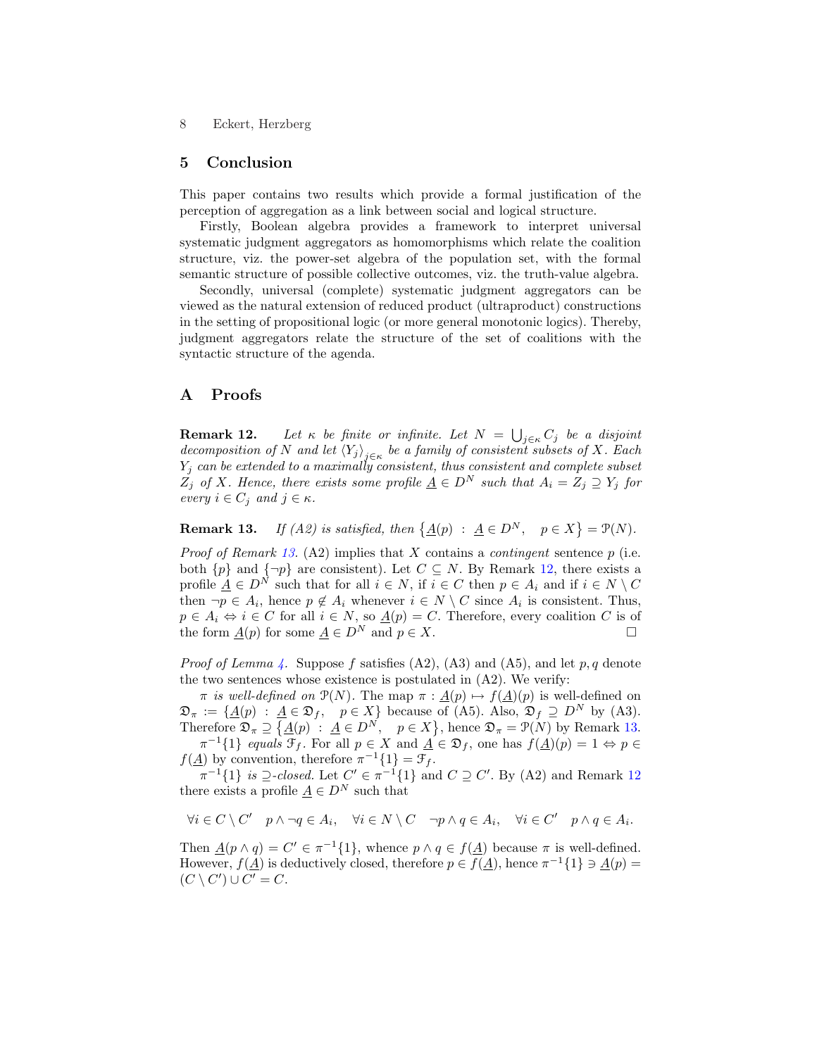## 5 Conclusion

This paper contains two results which provide a formal justification of the perception of aggregation as a link between social and logical structure.

Firstly, Boolean algebra provides a framework to interpret universal systematic judgment aggregators as homomorphisms which relate the coalition structure, viz. the power-set algebra of the population set, with the formal semantic structure of possible collective outcomes, viz. the truth-value algebra.

Secondly, universal (complete) systematic judgment aggregators can be viewed as the natural extension of reduced product (ultraproduct) constructions in the setting of propositional logic (or more general monotonic logics). Thereby, judgment aggregators relate the structure of the set of coalitions with the syntactic structure of the agenda.

## A Proofs

**Remark 12.** *Let $\kappa$ be finite or infinite. Let $N = \bigcup_{j\in\kappa} C_j$ be a disjoint decomposition of $N$ and let $\langle Y_j \rangle_{j\in\kappa}$ be a family of consistent subsets of $X$. Each $Y_j$ can be extended to a maximally consistent, thus consistent and complete subset $Z_j$ of $X$. Hence, there exists some profile $\underline{A} \in D^N$ such that $A_i = Z_j \supseteq Y_j$ for every $i \in C_j$ and $j \in \kappa$.*

**Remark 13.** *If (A2) is satisfied, then $\left\{\underline{A}(p) \;:\; \underline{A} \in D^N, \quad p \in X\right\} = \mathcal{P}(N)$.*

*Proof of Remark 13.* (A2) implies that $X$ contains a *contingent* sentence $p$ (i.e. both $\{p\}$ and $\{\neg p\}$ are consistent). Let $C \subseteq N$. By Remark 12, there exists a profile $\underline{A} \in D^N$ such that for all $i \in N$, if $i \in C$ then $p \in A_i$ and if $i \in N \setminus C$ then $\neg p \in A_i$, hence $p \notin A_i$ whenever $i \in N \setminus C$ since $A_i$ is consistent. Thus, $p \in A_i \Leftrightarrow i \in C$ for all $i \in N$, so $\underline{A}(p) = C$. Therefore, every coalition $C$ is of the form $\underline{A}(p)$ for some $\underline{A} \in D^N$ and $p \in X$. □

*Proof of Lemma 4.* Suppose $f$ satisfies (A2), (A3) and (A5), and let $p, q$ denote the two sentences whose existence is postulated in (A2). We verify:

*$\pi$ is well-defined on $\mathcal{P}(N)$.* The map $\pi : \underline{A}(p) \mapsto f(\underline{A})(p)$ is well-defined on $\mathfrak{D}_\pi := \{\underline{A}(p) \;:\; \underline{A} \in \mathfrak{D}_f, \quad p \in X\}$ because of (A5). Also, $\mathfrak{D}_f \supseteq D^N$ by (A3). Therefore $\mathfrak{D}_\pi \supseteq \left\{\underline{A}(p) \;:\; \underline{A} \in D^N, \quad p \in X\right\}$, hence $\mathfrak{D}_\pi = \mathcal{P}(N)$ by Remark 13.

*$\pi^{-1}\{1\}$ equals $\mathcal{F}_f$.* For all $p \in X$ and $\underline{A} \in \mathfrak{D}_f$, one has $f(\underline{A})(p) = 1 \Leftrightarrow p \in f(\underline{A})$ by convention, therefore $\pi^{-1}\{1\} = \mathcal{F}_f$.

*$\pi^{-1}\{1\}$ is $\supseteq$-closed.* Let $C' \in \pi^{-1}\{1\}$ and $C \supseteq C'$. By (A2) and Remark 12 there exists a profile $\underline{A} \in D^N$ such that

$$\forall i \in C \setminus C' \quad p \wedge \neg q \in A_i, \quad \forall i \in N \setminus C \quad \neg p \wedge q \in A_i, \quad \forall i \in C' \quad p \wedge q \in A_i.$$

Then $\underline{A}(p \wedge q) = C' \in \pi^{-1}\{1\}$, whence $p \wedge q \in f(\underline{A})$ because $\pi$ is well-defined. However, $f(\underline{A})$ is deductively closed, therefore $p \in f(\underline{A})$, hence $\pi^{-1}\{1\} \ni \underline{A}(p) = (C \setminus C') \cup C' = C$.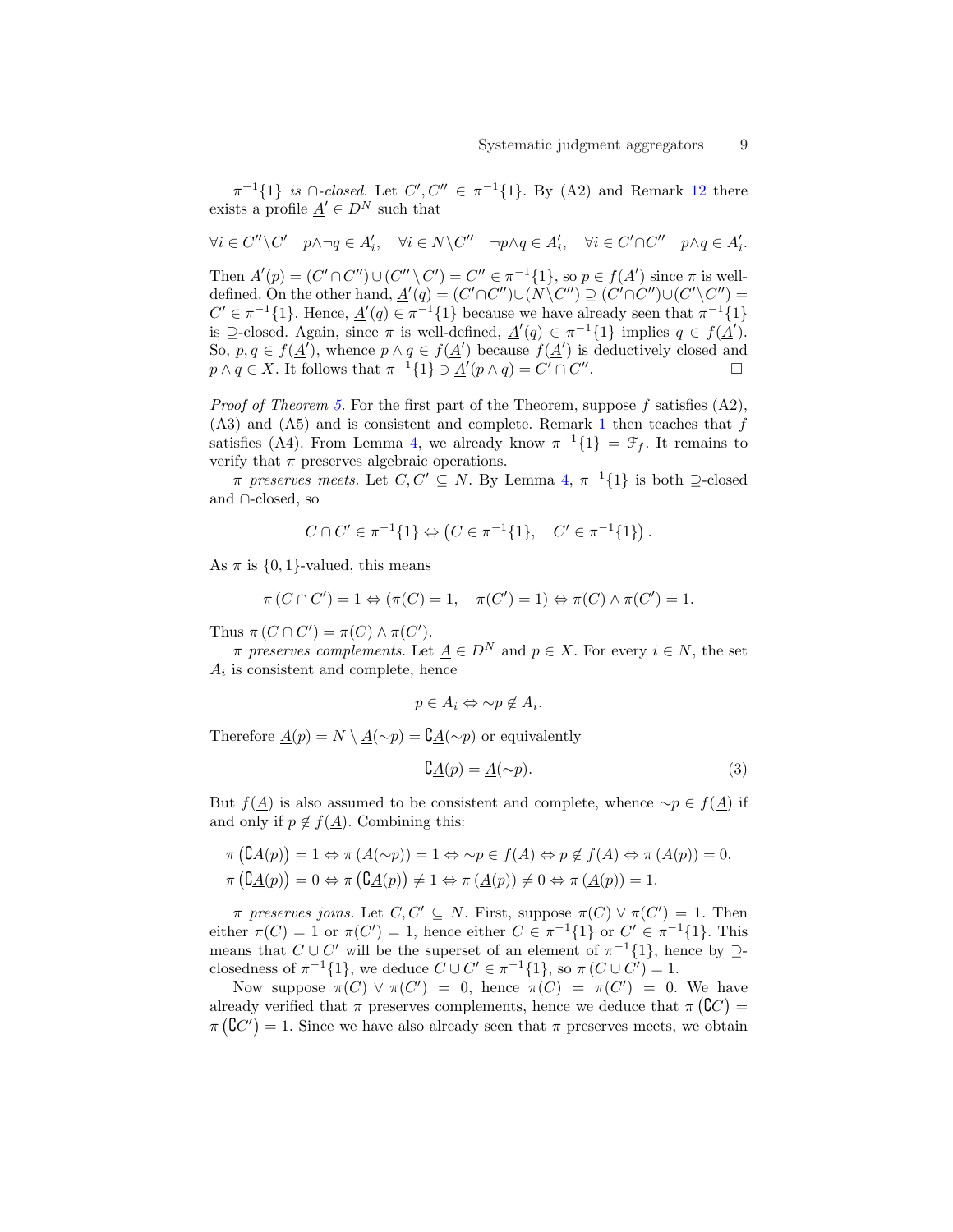*$\pi^{-1}\{1\}$ is $\cap$-closed.* Let $C', C'' \in \pi^{-1}\{1\}$. By (A2) and Remark 12 there exists a profile $\underline{A}' \in D^N$ such that

$$\forall i \in C'' \setminus C' \quad p \wedge \neg q \in A'_i, \quad \forall i \in N \setminus C'' \quad \neg p \wedge q \in A'_i, \quad \forall i \in C' \cap C'' \quad p \wedge q \in A'_i.$$

Then $\underline{A}'(p) = (C' \cap C'') \cup (C'' \setminus C') = C'' \in \pi^{-1}\{1\}$, so $p \in f(\underline{A}')$ since $\pi$ is well-defined. On the other hand, $\underline{A}'(q) = (C' \cap C'') \cup (N \setminus C'') \supseteq (C' \cap C'') \cup (C' \setminus C'') = C' \in \pi^{-1}\{1\}$. Hence, $\underline{A}'(q) \in \pi^{-1}\{1\}$ because we have already seen that $\pi^{-1}\{1\}$ is $\supseteq$-closed. Again, since $\pi$ is well-defined, $\underline{A}'(q) \in \pi^{-1}\{1\}$ implies $q \in f(\underline{A}')$. So, $p, q \in f(\underline{A}')$, whence $p \wedge q \in f(\underline{A}')$ because $f(\underline{A}')$ is deductively closed and $p \wedge q \in X$. It follows that $\pi^{-1}\{1\} \ni \underline{A}'(p \wedge q) = C' \cap C''$. □

*Proof of Theorem 5.* For the first part of the Theorem, suppose $f$ satisfies (A2), (A3) and (A5) and is consistent and complete. Remark 1 then teaches that $f$ satisfies (A4). From Lemma 4, we already know $\pi^{-1}\{1\} = \mathcal{F}_f$. It remains to verify that $\pi$ preserves algebraic operations.

*$\pi$ preserves meets.* Let $C, C' \subseteq N$. By Lemma 4, $\pi^{-1}\{1\}$ is both $\supseteq$-closed and $\cap$-closed, so

$$C \cap C' \in \pi^{-1}\{1\} \Leftrightarrow \left(C \in \pi^{-1}\{1\}, \quad C' \in \pi^{-1}\{1\}\right).$$

As $\pi$ is $\{0,1\}$-valued, this means

$$\pi(C \cap C') = 1 \Leftrightarrow (\pi(C) = 1, \quad \pi(C') = 1) \Leftrightarrow \pi(C) \wedge \pi(C') = 1.$$

Thus $\pi(C \cap C') = \pi(C) \wedge \pi(C')$.

*$\pi$ preserves complements.* Let $\underline{A} \in D^N$ and $p \in X$. For every $i \in N$, the set $A_i$ is consistent and complete, hence

$$p \in A_i \Leftrightarrow {\sim}p \notin A_i.$$

Therefore $\underline{A}(p) = N \setminus \underline{A}({\sim}p) = \complement\underline{A}({\sim}p)$ or equivalently

$$\complement\underline{A}(p) = \underline{A}({\sim}p). \tag{3}$$

But $f(\underline{A})$ is also assumed to be consistent and complete, whence ${\sim}p \in f(\underline{A})$ if and only if $p \notin f(\underline{A})$. Combining this:

$$\pi\left(\complement\underline{A}(p)\right) = 1 \Leftrightarrow \pi\left(\underline{A}({\sim}p)\right) = 1 \Leftrightarrow {\sim}p \in f(\underline{A}) \Leftrightarrow p \notin f(\underline{A}) \Leftrightarrow \pi\left(\underline{A}(p)\right) = 0,$$
$$\pi\left(\complement\underline{A}(p)\right) = 0 \Leftrightarrow \pi\left(\complement\underline{A}(p)\right) \neq 1 \Leftrightarrow \pi\left(\underline{A}(p)\right) \neq 0 \Leftrightarrow \pi\left(\underline{A}(p)\right) = 1.$$

*$\pi$ preserves joins.* Let $C, C' \subseteq N$. First, suppose $\pi(C) \vee \pi(C') = 1$. Then either $\pi(C) = 1$ or $\pi(C') = 1$, hence either $C \in \pi^{-1}\{1\}$ or $C' \in \pi^{-1}\{1\}$. This means that $C \cup C'$ will be the superset of an element of $\pi^{-1}\{1\}$, hence by $\supseteq$-closedness of $\pi^{-1}\{1\}$, we deduce $C \cup C' \in \pi^{-1}\{1\}$, so $\pi(C \cup C') = 1$.

Now suppose $\pi(C) \vee \pi(C') = 0$, hence $\pi(C) = \pi(C') = 0$. We have already verified that $\pi$ preserves complements, hence we deduce that $\pi\left(\complement C\right) = \pi\left(\complement C'\right) = 1$. Since we have also already seen that $\pi$ preserves meets, we obtain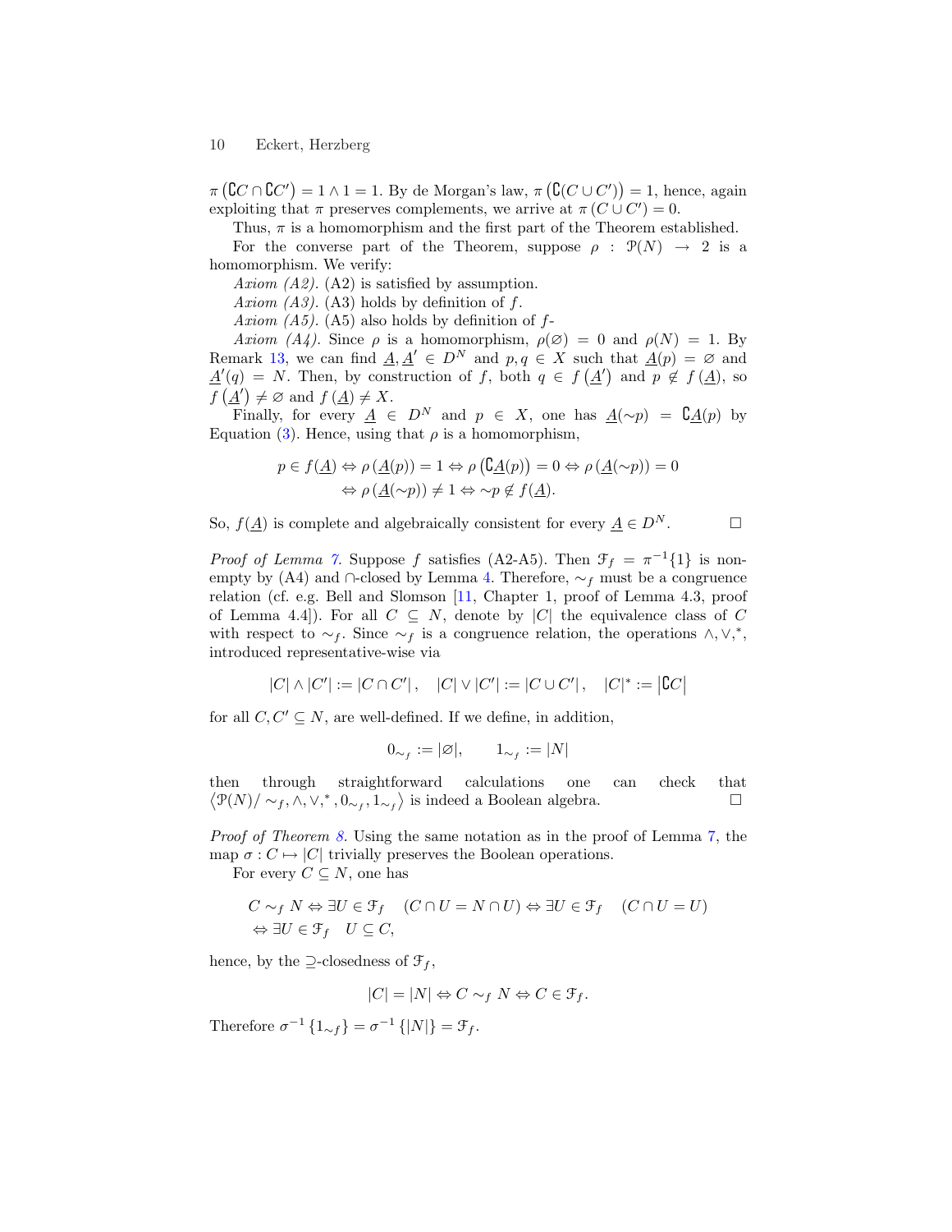$\pi\left(\complement C\cap\complement C'\right)=1\wedge 1=1$. By de Morgan's law, $\pi\left(\complement(C\cup C')\right)=1$, hence, again exploiting that $\pi$ preserves complements, we arrive at $\pi\left(C\cup C'\right)=0$.

Thus, $\pi$ is a homomorphism and the first part of the Theorem established.

For the converse part of the Theorem, suppose $\rho:\mathcal{P}(N)\to 2$ is a homomorphism. We verify:

*Axiom (A2).* (A2) is satisfied by assumption.

*Axiom (A3).* (A3) holds by definition of $f$.

*Axiom (A5).* (A5) also holds by definition of $f$-

*Axiom (A4).* Since $\rho$ is a homomorphism, $\rho(\varnothing)=0$ and $\rho(N)=1$. By Remark 13, we can find $\underline{A},\underline{A}'\in D^N$ and $p,q\in X$ such that $\underline{A}(p)=\varnothing$ and $\underline{A}'(q)=N$. Then, by construction of $f$, both $q\in f\left(\underline{A}'\right)$ and $p\notin f\left(\underline{A}\right)$, so $f\left(\underline{A}'\right)\neq\varnothing$ and $f\left(\underline{A}\right)\neq X$.

Finally, for every $\underline{A}\in D^N$ and $p\in X$, one has $\underline{A}(\sim p)=\complement\underline{A}(p)$ by Equation (3). Hence, using that $\rho$ is a homomorphism,

$$
\begin{aligned}
p\in f(\underline{A}) &\Leftrightarrow \rho\left(\underline{A}(p)\right)=1\Leftrightarrow\rho\left(\complement\underline{A}(p)\right)=0\Leftrightarrow\rho\left(\underline{A}(\sim p)\right)=0\\
&\Leftrightarrow \rho\left(\underline{A}(\sim p)\right)\neq 1\Leftrightarrow \sim p\notin f(\underline{A}).
\end{aligned}
$$

So, $f(\underline{A})$ is complete and algebraically consistent for every $\underline{A}\in D^N$. □

*Proof of Lemma 7.* Suppose $f$ satisfies (A2-A5). Then $\mathcal{F}_f=\pi^{-1}\{1\}$ is non-empty by (A4) and $\cap$-closed by Lemma 4. Therefore, $\sim_f$ must be a congruence relation (cf. e.g. Bell and Slomson [11, Chapter 1, proof of Lemma 4.3, proof of Lemma 4.4]). For all $C\subseteq N$, denote by $|C|$ the equivalence class of $C$ with respect to $\sim_f$. Since $\sim_f$ is a congruence relation, the operations $\wedge,\vee,^*$, introduced representative-wise via

$$
|C|\wedge|C'|:=|C\cap C'|\,,\quad |C|\vee|C'|:=|C\cup C'|\,,\quad |C|^*:=\left|\complement C\right|
$$

for all $C,C'\subseteq N$, are well-defined. If we define, in addition,

$$
0_{\sim_f}:=|\varnothing|,\qquad 1_{\sim_f}:=|N|
$$

then through straightforward calculations one can check that $\left\langle\mathcal{P}(N)/\sim_f,\wedge,\vee,^*,0_{\sim_f},1_{\sim_f}\right\rangle$ is indeed a Boolean algebra. □

*Proof of Theorem 8.* Using the same notation as in the proof of Lemma 7, the map $\sigma:C\mapsto|C|$ trivially preserves the Boolean operations.

For every $C\subseteq N$, one has

$$
\begin{aligned}
&C\sim_f N\Leftrightarrow\exists U\in\mathcal{F}_f\quad(C\cap U=N\cap U)\Leftrightarrow\exists U\in\mathcal{F}_f\quad(C\cap U=U)\\
&\Leftrightarrow\exists U\in\mathcal{F}_f\quad U\subseteq C,
\end{aligned}
$$

hence, by the $\supseteq$-closedness of $\mathcal{F}_f$,

$$
|C|=|N|\Leftrightarrow C\sim_f N\Leftrightarrow C\in\mathcal{F}_f.
$$

Therefore $\sigma^{-1}\left\{1_{\sim f}\right\}=\sigma^{-1}\left\{|N|\right\}=\mathcal{F}_f$.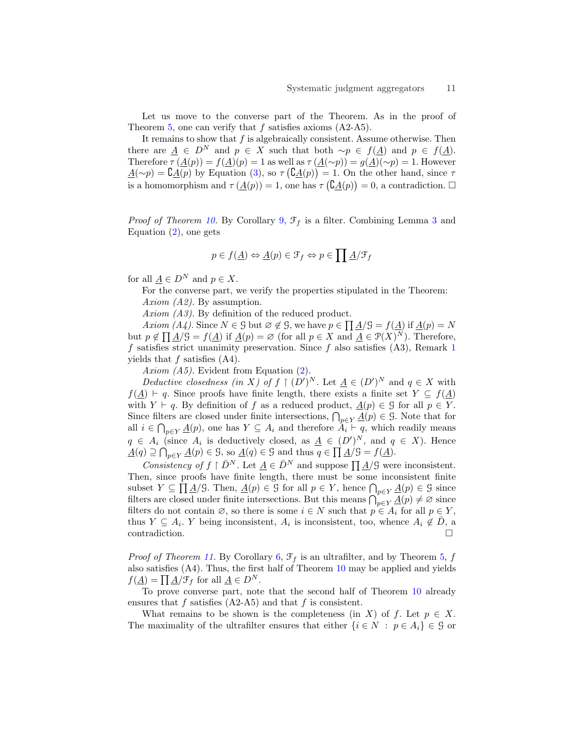Let us move to the converse part of the Theorem. As in the proof of Theorem 5, one can verify that $f$ satisfies axioms (A2-A5).

It remains to show that $f$ is algebraically consistent. Assume otherwise. Then there are $\underline{A} \in D^N$ and $p \in X$ such that both $\sim p \in f(\underline{A})$ and $p \in f(\underline{A})$. Therefore $\tau(\underline{A}(p)) = f(\underline{A})(p) = 1$ as well as $\tau(\underline{A}(\sim p)) = g(\underline{A})(\sim p) = 1$. However $\underline{A}(\sim p) = \complement \underline{A}(p)$ by Equation (3), so $\tau(\complement \underline{A}(p)) = 1$. On the other hand, since $\tau$ is a homomorphism and $\tau(\underline{A}(p)) = 1$, one has $\tau(\complement \underline{A}(p)) = 0$, a contradiction. □

*Proof of Theorem 10.* By Corollary 9, $\mathcal{F}_f$ is a filter. Combining Lemma 3 and Equation (2), one gets

$$p \in f(\underline{A}) \Leftrightarrow \underline{A}(p) \in \mathcal{F}_f \Leftrightarrow p \in \prod \underline{A}/\mathcal{F}_f$$

for all $\underline{A} \in D^N$ and $p \in X$.

For the converse part, we verify the properties stipulated in the Theorem:

*Axiom (A2).* By assumption.

*Axiom (A3).* By definition of the reduced product.

*Axiom (A4).* Since $N \in \mathcal{G}$ but $\varnothing \notin \mathcal{G}$, we have $p \in \prod \underline{A}/\mathcal{G} = f(\underline{A})$ if $\underline{A}(p) = N$ but $p \notin \prod \underline{A}/\mathcal{G} = f(\underline{A})$ if $\underline{A}(p) = \varnothing$ (for all $p \in X$ and $\underline{A} \in \mathcal{P}(X)^N$). Therefore, $f$ satisfies strict unanimity preservation. Since $f$ also satisfies (A3), Remark 1 yields that $f$ satisfies (A4).

*Axiom (A5).* Evident from Equation (2).

*Deductive closedness (in $X$) of $f \restriction (D')^N$.* Let $\underline{A} \in (D')^N$ and $q \in X$ with $f(\underline{A}) \vdash q$. Since proofs have finite length, there exists a finite set $Y \subseteq f(\underline{A})$ with $Y \vdash q$. By definition of $f$ as a reduced product, $\underline{A}(p) \in \mathcal{G}$ for all $p \in Y$. Since filters are closed under finite intersections, $\bigcap_{p \in Y} \underline{A}(p) \in \mathcal{G}$. Note that for all $i \in \bigcap_{p \in Y} \underline{A}(p)$, one has $Y \subseteq A_i$ and therefore $A_i \vdash q$, which readily means $q \in A_i$ (since $A_i$ is deductively closed, as $\underline{A} \in (D')^N$, and $q \in X$). Hence $\underline{A}(q) \supseteq \bigcap_{p \in Y} \underline{A}(p) \in \mathcal{G}$, so $\underline{A}(q) \in \mathcal{G}$ and thus $q \in \prod \underline{A}/\mathcal{G} = f(\underline{A})$.

*Consistency of $f \restriction \bar{D}^N$.* Let $\underline{A} \in \bar{D}^N$ and suppose $\prod \underline{A}/\mathcal{G}$ were inconsistent. Then, since proofs have finite length, there must be some inconsistent finite subset $Y \subseteq \prod \underline{A}/\mathcal{G}$. Then, $\underline{A}(p) \in \mathcal{G}$ for all $p \in Y$, hence $\bigcap_{p \in Y} \underline{A}(p) \in \mathcal{G}$ since filters are closed under finite intersections. But this means $\bigcap_{p \in Y} \underline{A}(p) \neq \varnothing$ since filters do not contain $\varnothing$, so there is some $i \in N$ such that $p \in A_i$ for all $p \in Y$, thus $Y \subseteq A_i$. $Y$ being inconsistent, $A_i$ is inconsistent, too, whence $A_i \notin \bar{D}$, a contradiction. □

*Proof of Theorem 11.* By Corollary 6, $\mathcal{F}_f$ is an ultrafilter, and by Theorem 5, $f$ also satisfies (A4). Thus, the first half of Theorem 10 may be applied and yields $f(\underline{A}) = \prod \underline{A}/\mathcal{F}_f$ for all $\underline{A} \in D^N$.

To prove converse part, note that the second half of Theorem 10 already ensures that $f$ satisfies (A2-A5) and that $f$ is consistent.

What remains to be shown is the completeness (in $X$) of $f$. Let $p \in X$. The maximality of the ultrafilter ensures that either $\{i \in N \,:\, p \in A_i\} \in \mathcal{G}$ or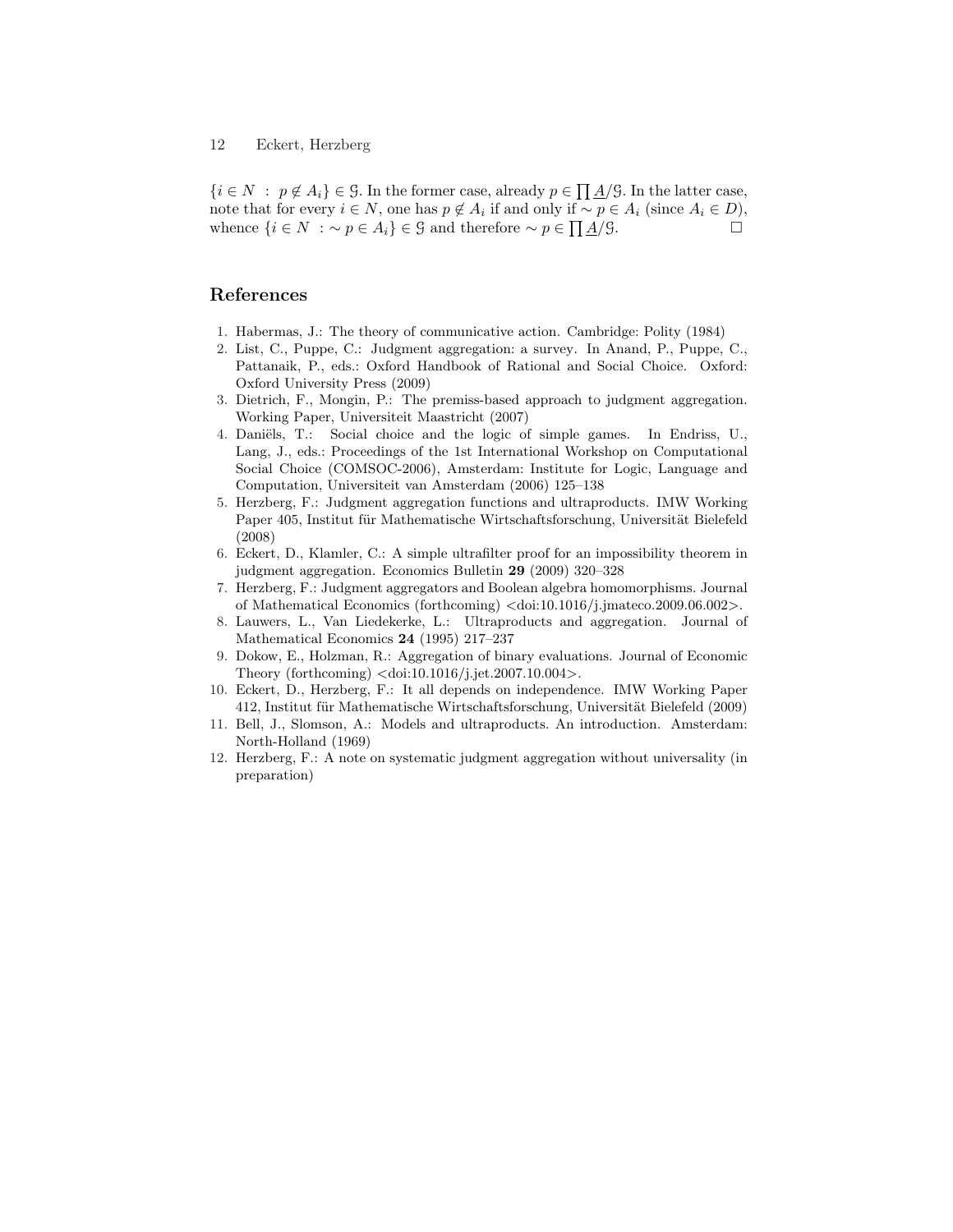$\{i \in N \ : \ p \notin A_i\} \in \mathcal{G}$. In the former case, already $p \in \prod \underline{A}/\mathcal{G}$. In the latter case, note that for every $i \in N$, one has $p \notin A_i$ if and only if $\sim p \in A_i$ (since $A_i \in D$), whence $\{i \in N \ : \sim p \in A_i\} \in \mathcal{G}$ and therefore $\sim p \in \prod \underline{A}/\mathcal{G}$. □

## References

1. Habermas, J.: The theory of communicative action. Cambridge: Polity (1984)
2. List, C., Puppe, C.: Judgment aggregation: a survey. In Anand, P., Puppe, C., Pattanaik, P., eds.: Oxford Handbook of Rational and Social Choice. Oxford: Oxford University Press (2009)
3. Dietrich, F., Mongin, P.: The premiss-based approach to judgment aggregation. Working Paper, Universiteit Maastricht (2007)
4. Daniëls, T.: Social choice and the logic of simple games. In Endriss, U., Lang, J., eds.: Proceedings of the 1st International Workshop on Computational Social Choice (COMSOC-2006), Amsterdam: Institute for Logic, Language and Computation, Universiteit van Amsterdam (2006) 125–138
5. Herzberg, F.: Judgment aggregation functions and ultraproducts. IMW Working Paper 405, Institut für Mathematische Wirtschaftsforschung, Universität Bielefeld (2008)
6. Eckert, D., Klamler, C.: A simple ultrafilter proof for an impossibility theorem in judgment aggregation. Economics Bulletin **29** (2009) 320–328
7. Herzberg, F.: Judgment aggregators and Boolean algebra homomorphisms. Journal of Mathematical Economics (forthcoming) <doi:10.1016/j.jmateco.2009.06.002>.
8. Lauwers, L., Van Liedekerke, L.: Ultraproducts and aggregation. Journal of Mathematical Economics **24** (1995) 217–237
9. Dokow, E., Holzman, R.: Aggregation of binary evaluations. Journal of Economic Theory (forthcoming) <doi:10.1016/j.jet.2007.10.004>.
10. Eckert, D., Herzberg, F.: It all depends on independence. IMW Working Paper 412, Institut für Mathematische Wirtschaftsforschung, Universität Bielefeld (2009)
11. Bell, J., Slomson, A.: Models and ultraproducts. An introduction. Amsterdam: North-Holland (1969)
12. Herzberg, F.: A note on systematic judgment aggregation without universality (in preparation)